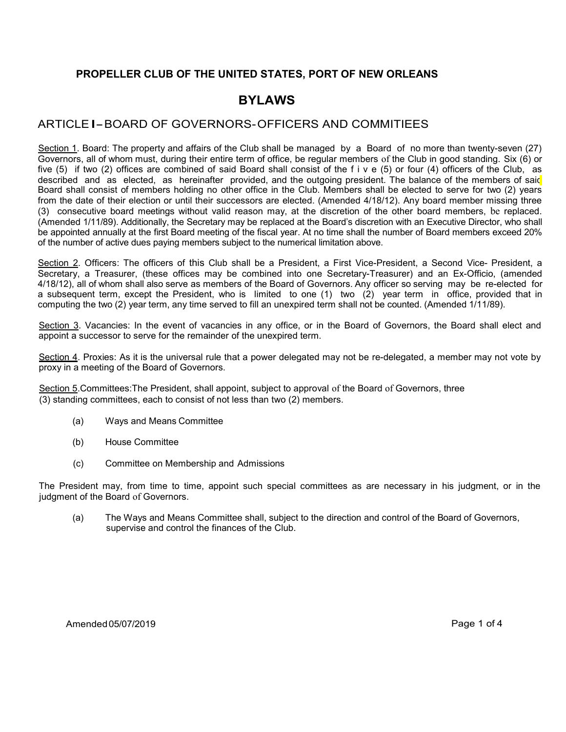**PROPELLER CLUB OF THE UNITED STATES, PORT OF NEW ORLEANS**

# BYLAWS

## ARTICLE I – BOARD OF GOVERNORS- OFFICERS AND COMMITIEES

Section 1. Board: The property and affairs of the Club shall be managed by a Board of no more than twenty-seven (27) Governors, all of whom must, during their entire term of office, be regular members of the Club in good standing. Six (6) or five (5) if two (2) offices are combined of said Board shall consist of the f i v e (5) or four (4) officers of the Club, as described and as elected, as hereinafter provided, and the outgoing president. The balance of the members of said Board shall consist of members holding no other office in the Club. Members shall be elected to serve for two (2) years from the date of their election or until their successors are elected. (Amended 4/18/12). Any board member missing three (3) consecutive board meetings without valid reason may, at the discretion of the other board members, be replaced. (Amended 1/11/89). Additionally, the Secretary may be replaced at the Board's discretion with an Executive Director, who shall be appointed annually at the first Board meeting of the fiscal year. At no time shall the number of Board members exceed 20% of the number of active dues paying members subject to the numerical limitation above.

Section 2. Officers: The officers of this Club shall be a President, a First Vice-President, a Second Vice- President, a Secretary, a Treasurer, (these offices may be combined into one Secretary-Treasurer) and an Ex-Officio, (amended 4/18/12), all of whom shall also serve as members of the Board of Governors. Any officer so serving may be re-elected for a subsequent term, except the President, who is limited to one (1) two (2) year term in office, provided that in computing the two (2) year term, any time served to fill an unexpired term shall not be counted. (Amended 1/11/89).

Section 3. Vacancies: In the event of vacancies in any office, or in the Board of Governors, the Board shall elect and appoint a successor to serve for the remainder of the unexpired term.

Section 4. Proxies: As it is the universal rule that a power delegated may not be re-delegated, a member may not vote by proxy in a meeting of the Board of Governors.

Section 5. Committees: The President, shall appoint, subject to approval of the Board of Governors, three (3) standing committees, each to consist of not less than two (2) members.

- (a) Ways and Means Committee
- (b) House Committee
- (c) Committee on Membership and Admissions

The President may, from time to time, appoint such special committees as are necessary in his judgment, or in the judgment of the Board of Governors.

- (a) The Ways and Means Committee shall, subject to the direction and control of the Board of Governors, supervise and control the finances of the Club.

Amended 05/07/2019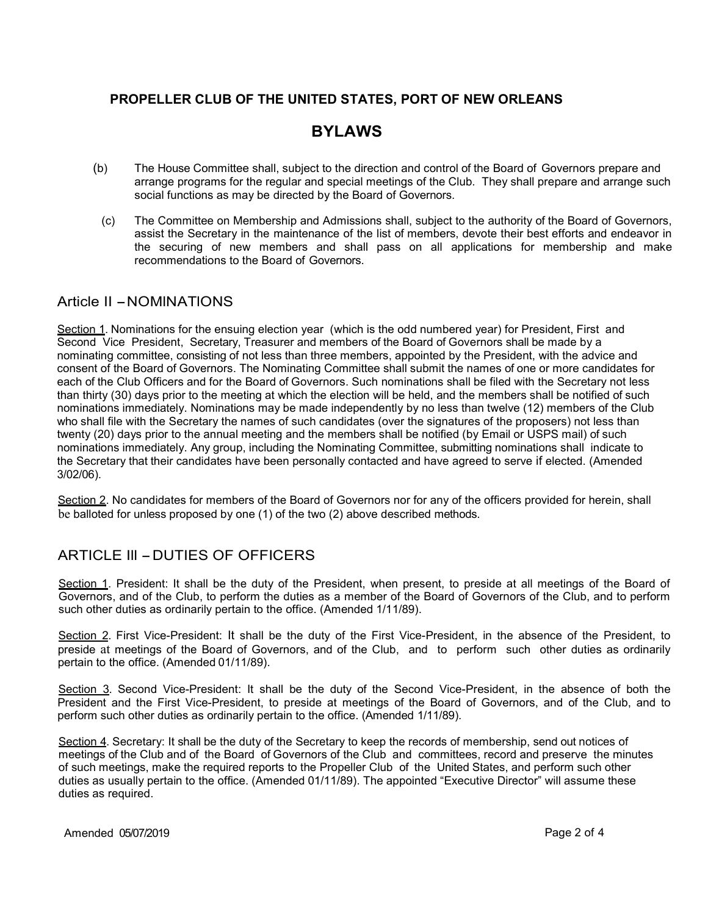**PROPELLER CLUB OF THE UNITED STATES, PORT OF NEW ORLEANS**

# BYLAWS

(b) The House Committee shall, subject to the direction and control of the Board of Governors prepare and arrange programs for the regular and special meetings of the Club. They shall prepare and arrange such social functions as may be directed by the Board of Governors.

(c) The Committee on Membership and Admissions shall, subject to the authority of the Board of Governors, assist the Secretary in the maintenance of the list of members, devote their best efforts and endeavor in the securing of new members and shall pass on all applications for membership and make recommendations to the Board of Governors.

## Article II – NOMINATIONS

Section 1. Nominations for the ensuing election year (which is the odd numbered year) for President, First and Second Vice President, Secretary, Treasurer and members of the Board of Governors shall be made by a nominating committee, consisting of not less than three members, appointed by the President, with the advice and consent of the Board of Governors. The Nominating Committee shall submit the names of one or more candidates for each of the Club Officers and for the Board of Governors. Such nominations shall be filed with the Secretary not less than thirty (30) days prior to the meeting at which the election will be held, and the members shall be notified of such nominations immediately. Nominations may be made independently by no less than twelve (12) members of the Club who shall file with the Secretary the names of such candidates (over the signatures of the proposers) not less than twenty (20) days prior to the annual meeting and the members shall be notified (by Email or USPS mail) of such nominations immediately. Any group, including the Nominating Committee, submitting nominations shall indicate to the Secretary that their candidates have been personally contacted and have agreed to serve if elected. (Amended 3/02/06).

Section 2. No candidates for members of the Board of Governors nor for any of the officers provided for herein, shall be balloted for unless proposed by one (1) of the two (2) above described methods.

## ARTICLE III – DUTIES OF OFFICERS

Section 1. President: It shall be the duty of the President, when present, to preside at all meetings of the Board of Governors, and of the Club, to perform the duties as a member of the Board of Governors of the Club, and to perform such other duties as ordinarily pertain to the office. (Amended 1/11/89).

Section 2. First Vice-President: It shall be the duty of the First Vice-President, in the absence of the President, to preside at meetings of the Board of Governors, and of the Club, and to perform such other duties as ordinarily pertain to the office. (Amended 01/11/89).

Section 3. Second Vice-President: It shall be the duty of the Second Vice-President, in the absence of both the President and the First Vice-President, to preside at meetings of the Board of Governors, and of the Club, and to perform such other duties as ordinarily pertain to the office. (Amended 1/11/89).

Section 4. Secretary: It shall be the duty of the Secretary to keep the records of membership, send out notices of meetings of the Club and of the Board of Governors of the Club and committees, record and preserve the minutes of such meetings, make the required reports to the Propeller Club of the United States, and perform such other duties as usually pertain to the office. (Amended 01/11/89). The appointed "Executive Director" will assume these duties as required.

Amended 05/07/2019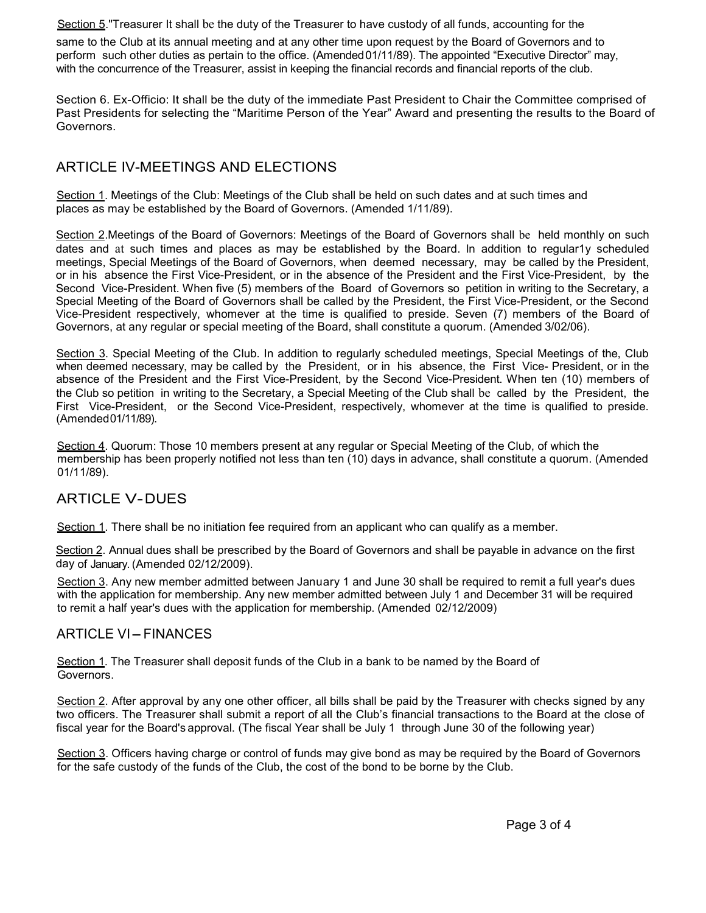Section 5."Treasurer It shall be the duty of the Treasurer to have custody of all funds, accounting for the same to the Club at its annual meeting and at any other time upon request by the Board of Governors and to perform such other duties as pertain to the office. (Amended 01/11/89). The appointed "Executive Director" may, with the concurrence of the Treasurer, assist in keeping the financial records and financial reports of the club.

Section 6. Ex-Officio: It shall be the duty of the immediate Past President to Chair the Committee comprised of Past Presidents for selecting the "Maritime Person of the Year" Award and presenting the results to the Board of Governors.

## ARTICLE IV-MEETINGS AND ELECTIONS

Section 1. Meetings of the Club: Meetings of the Club shall be held on such dates and at such times and places as may be established by the Board of Governors. (Amended 1/11/89).

Section 2.Meetings of the Board of Governors: Meetings of the Board of Governors shall be held monthly on such dates and at such times and places as may be established by the Board. In addition to regular1y scheduled meetings, Special Meetings of the Board of Governors, when deemed necessary, may be called by the President, or in his absence the First Vice-President, or in the absence of the President and the First Vice-President, by the Second Vice-President. When five (5) members of the Board of Governors so petition in writing to the Secretary, a Special Meeting of the Board of Governors shall be called by the President, the First Vice-President, or the Second Vice-President respectively, whomever at the time is qualified to preside. Seven (7) members of the Board of Governors, at any regular or special meeting of the Board, shall constitute a quorum. (Amended 3/02/06).

Section 3. Special Meeting of the Club. In addition to regularly scheduled meetings, Special Meetings of the, Club when deemed necessary, may be called by the President, or in his absence, the First Vice- President, or in the absence of the President and the First Vice-President, by the Second Vice-President. When ten (10) members of the Club so petition in writing to the Secretary, a Special Meeting of the Club shall be called by the President, the First Vice-President, or the Second Vice-President, respectively, whomever at the time is qualified to preside. (Amended 01/11/89).

Section 4. Quorum: Those 10 members present at any regular or Special Meeting of the Club, of which the membership has been properly notified not less than ten (10) days in advance, shall constitute a quorum. (Amended 01/11/89).

## ARTICLE V- DUES

Section 1. There shall be no initiation fee required from an applicant who can qualify as a member.

Section 2. Annual dues shall be prescribed by the Board of Governors and shall be payable in advance on the first day of January. (Amended 02/12/2009).

Section 3. Any new member admitted between January 1 and June 30 shall be required to remit a full year's dues with the application for membership. Any new member admitted between July 1 and December 31 will be required to remit a half year's dues with the application for membership. (Amended 02/12/2009)

## ARTICLE VI – FINANCES

Section 1. The Treasurer shall deposit funds of the Club in a bank to be named by the Board of Governors.

Section 2. After approval by any one other officer, all bills shall be paid by the Treasurer with checks signed by any two officers. The Treasurer shall submit a report of all the Club's financial transactions to the Board at the close of fiscal year for the Board's approval. (The fiscal Year shall be July 1 through June 30 of the following year)

Section 3. Officers having charge or control of funds may give bond as may be required by the Board of Governors for the safe custody of the funds of the Club, the cost of the bond to be borne by the Club.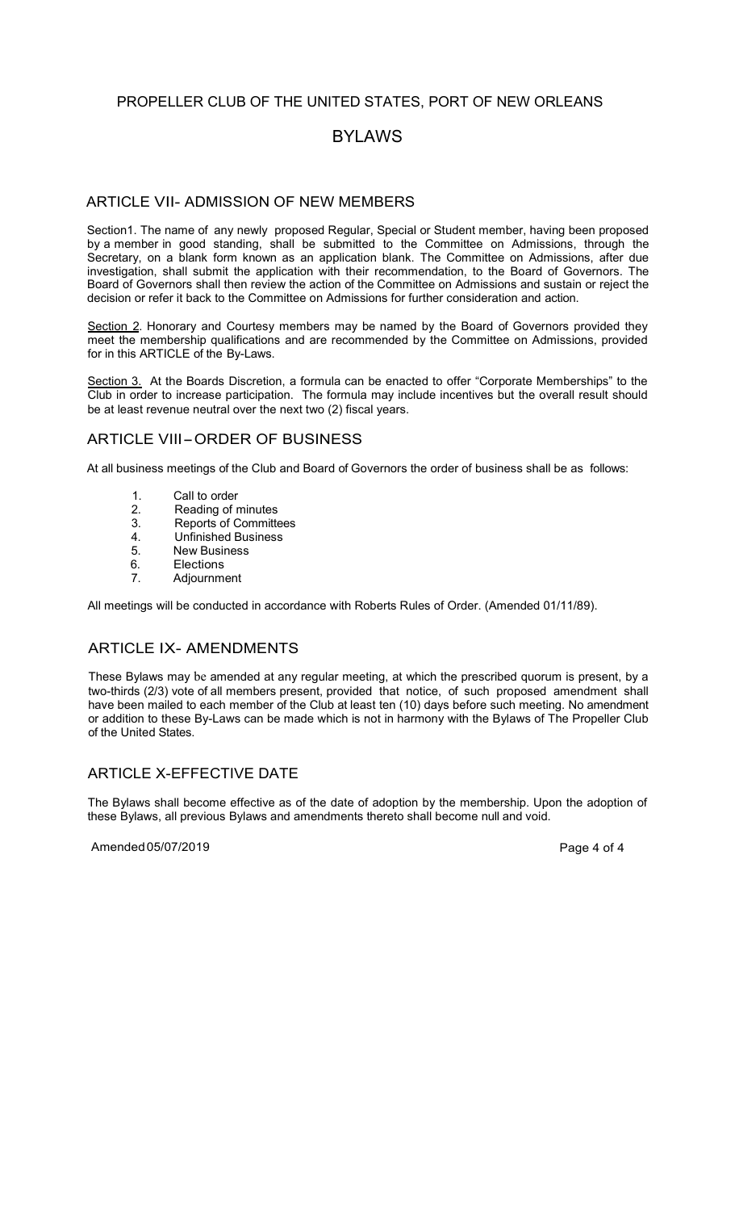PROPELLER CLUB OF THE UNITED STATES, PORT OF NEW ORLEANS

# BYLAWS

## ARTICLE VII- ADMISSION OF NEW MEMBERS

Section1. The name of any newly proposed Regular, Special or Student member, having been proposed by a member in good standing, shall be submitted to the Committee on Admissions, through the Secretary, on a blank form known as an application blank. The Committee on Admissions, after due investigation, shall submit the application with their recommendation, to the Board of Governors. The Board of Governors shall then review the action of the Committee on Admissions and sustain or reject the decision or refer it back to the Committee on Admissions for further consideration and action.

Section 2. Honorary and Courtesy members may be named by the Board of Governors provided they meet the membership qualifications and are recommended by the Committee on Admissions, provided for in this ARTICLE of the By-Laws.

Section 3. At the Boards Discretion, a formula can be enacted to offer "Corporate Memberships" to the Club in order to increase participation. The formula may include incentives but the overall result should be at least revenue neutral over the next two (2) fiscal years.

## ARTICLE VIII – ORDER OF BUSINESS

At all business meetings of the Club and Board of Governors the order of business shall be as follows:

1. Call to order
2. Reading of minutes
3. Reports of Committees
4. Unfinished Business
5. New Business
6. Elections
7. Adjournment

All meetings will be conducted in accordance with Roberts Rules of Order. (Amended 01/11/89).

## ARTICLE IX- AMENDMENTS

These Bylaws may be amended at any regular meeting, at which the prescribed quorum is present, by a two-thirds (2/3) vote of all members present, provided that notice, of such proposed amendment shall have been mailed to each member of the Club at least ten (10) days before such meeting. No amendment or addition to these By-Laws can be made which is not in harmony with the Bylaws of The Propeller Club of the United States.

## ARTICLE X-EFFECTIVE DATE

The Bylaws shall become effective as of the date of adoption by the membership. Upon the adoption of these Bylaws, all previous Bylaws and amendments thereto shall become null and void.

Amended 05/07/2019